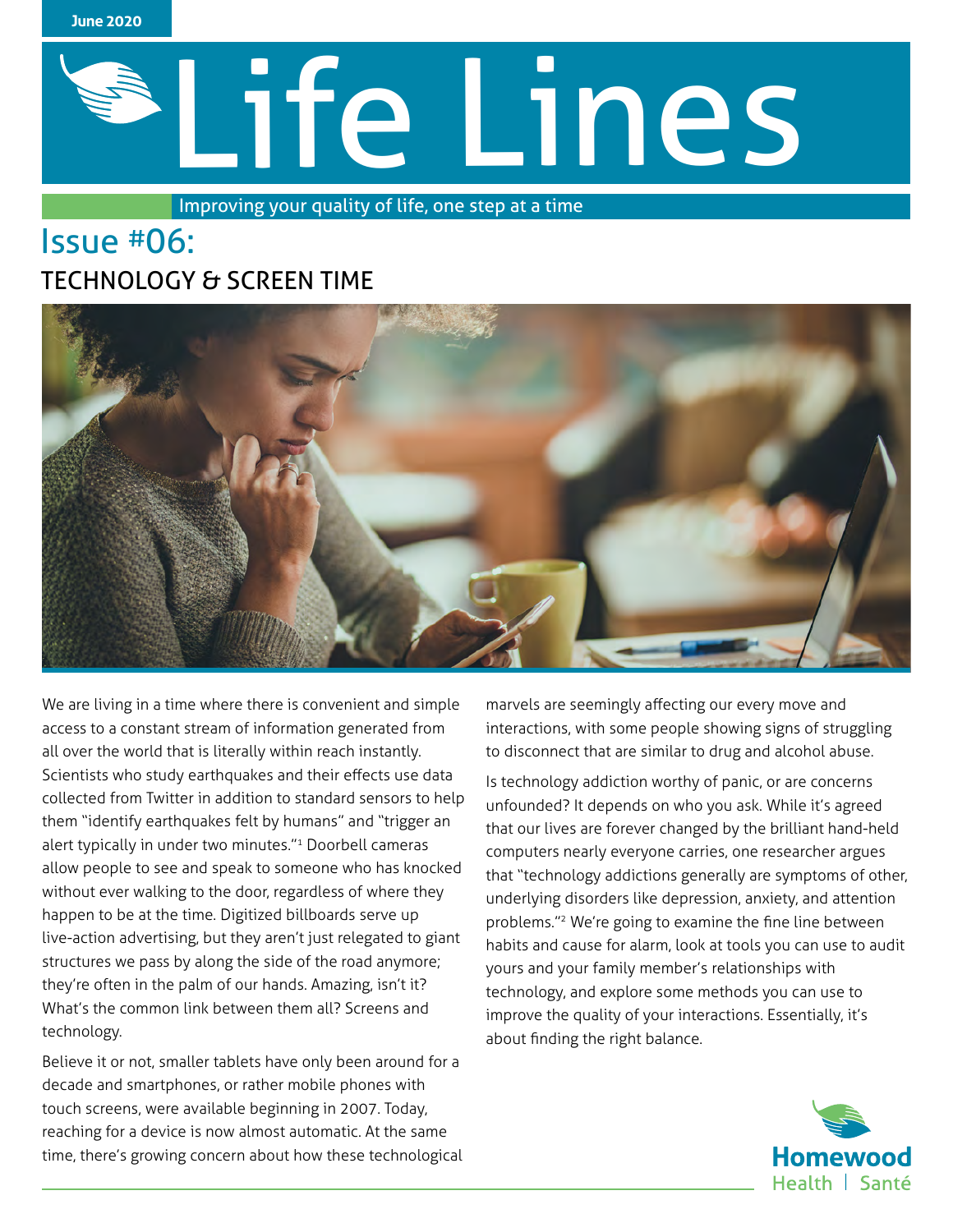June 2020

# Life Lines

Improving your quality of life, one step at a time

## Issue #06:

### TECHNOLOGY & SCREEN TIME

We are living in a time where there is convenient and simple access to a constant stream of information generated from all over the world that is literally within reach instantly. Scientists who study earthquakes and their effects use data collected from Twitter in addition to standard sensors to help them "identify earthquakes felt by humans" and "trigger an alert typically in under two minutes."[1] Doorbell cameras allow people to see and speak to someone who has knocked without ever walking to the door, regardless of where they happen to be at the time. Digitized billboards serve up live-action advertising, but they aren't just relegated to giant structures we pass by along the side of the road anymore; they're often in the palm of our hands. Amazing, isn't it? What's the common link between them all? Screens and technology.

Believe it or not, smaller tablets have only been around for a decade and smartphones, or rather mobile phones with touch screens, were available beginning in 2007. Today, reaching for a device is now almost automatic. At the same time, there's growing concern about how these technological marvels are seemingly affecting our every move and interactions, with some people showing signs of struggling to disconnect that are similar to drug and alcohol abuse.

Is technology addiction worthy of panic, or are concerns unfounded? It depends on who you ask. While it's agreed that our lives are forever changed by the brilliant hand-held computers nearly everyone carries, one researcher argues that "technology addictions generally are symptoms of other, underlying disorders like depression, anxiety, and attention problems."[2] We're going to examine the fine line between habits and cause for alarm, look at tools you can use to audit yours and your family member's relationships with technology, and explore some methods you can use to improve the quality of your interactions. Essentially, it's about finding the right balance.

Homewood Health | Santé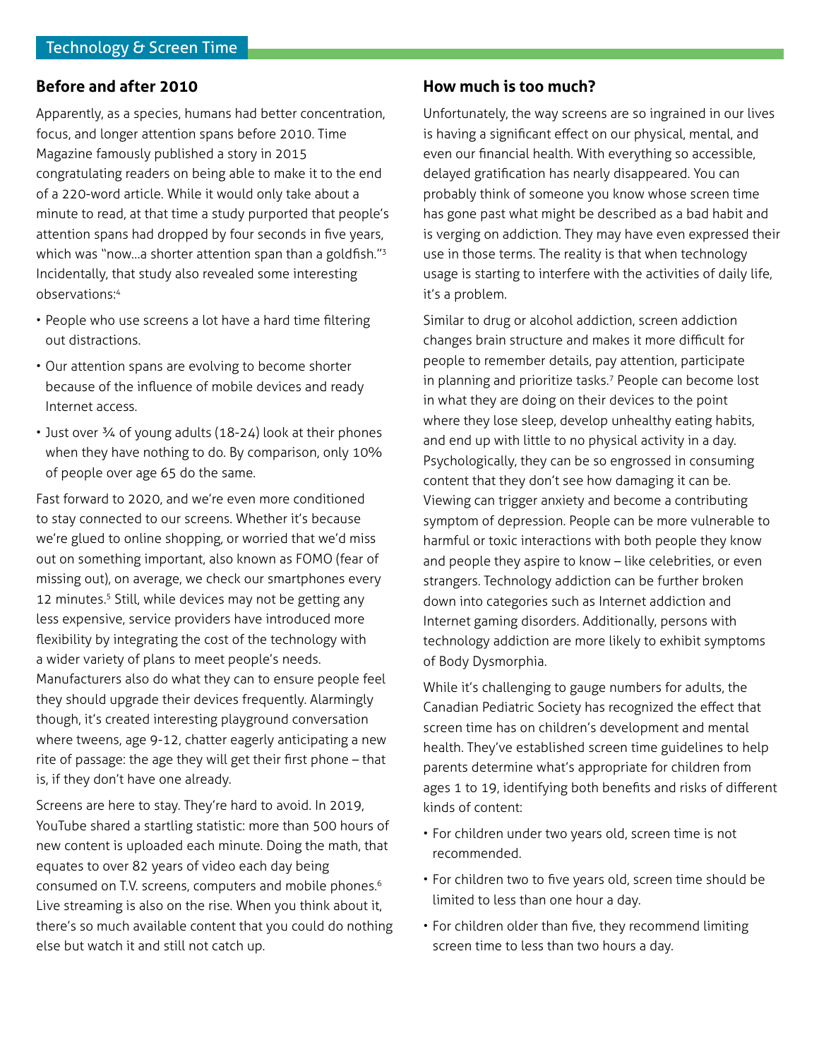## Before and after 2010

Apparently, as a species, humans had better concentration, focus, and longer attention spans before 2010. Time Magazine famously published a story in 2015 congratulating readers on being able to make it to the end of a 220-word article. While it would only take about a minute to read, at that time a study purported that people's attention spans had dropped by four seconds in five years, which was "now…a shorter attention span than a goldfish."[3] Incidentally, that study also revealed some interesting observations:[4]

- People who use screens a lot have a hard time filtering out distractions.
- Our attention spans are evolving to become shorter because of the influence of mobile devices and ready Internet access.
- Just over ¾ of young adults (18-24) look at their phones when they have nothing to do. By comparison, only 10% of people over age 65 do the same.

Fast forward to 2020, and we're even more conditioned to stay connected to our screens. Whether it's because we're glued to online shopping, or worried that we'd miss out on something important, also known as FOMO (fear of missing out), on average, we check our smartphones every 12 minutes.[5] Still, while devices may not be getting any less expensive, service providers have introduced more flexibility by integrating the cost of the technology with a wider variety of plans to meet people's needs. Manufacturers also do what they can to ensure people feel they should upgrade their devices frequently. Alarmingly though, it's created interesting playground conversation where tweens, age 9-12, chatter eagerly anticipating a new rite of passage: the age they will get their first phone – that is, if they don't have one already.

Screens are here to stay. They're hard to avoid. In 2019, YouTube shared a startling statistic: more than 500 hours of new content is uploaded each minute. Doing the math, that equates to over 82 years of video each day being consumed on T.V. screens, computers and mobile phones.[6] Live streaming is also on the rise. When you think about it, there's so much available content that you could do nothing else but watch it and still not catch up.

## How much is too much?

Unfortunately, the way screens are so ingrained in our lives is having a significant effect on our physical, mental, and even our financial health. With everything so accessible, delayed gratification has nearly disappeared. You can probably think of someone you know whose screen time has gone past what might be described as a bad habit and is verging on addiction. They may have even expressed their use in those terms. The reality is that when technology usage is starting to interfere with the activities of daily life, it's a problem.

Similar to drug or alcohol addiction, screen addiction changes brain structure and makes it more difficult for people to remember details, pay attention, participate in planning and prioritize tasks.[7] People can become lost in what they are doing on their devices to the point where they lose sleep, develop unhealthy eating habits, and end up with little to no physical activity in a day. Psychologically, they can be so engrossed in consuming content that they don't see how damaging it can be. Viewing can trigger anxiety and become a contributing symptom of depression. People can be more vulnerable to harmful or toxic interactions with both people they know and people they aspire to know – like celebrities, or even strangers. Technology addiction can be further broken down into categories such as Internet addiction and Internet gaming disorders. Additionally, persons with technology addiction are more likely to exhibit symptoms of Body Dysmorphia.

While it's challenging to gauge numbers for adults, the Canadian Pediatric Society has recognized the effect that screen time has on children's development and mental health. They've established screen time guidelines to help parents determine what's appropriate for children from ages 1 to 19, identifying both benefits and risks of different kinds of content:

- For children under two years old, screen time is not recommended.
- For children two to five years old, screen time should be limited to less than one hour a day.
- For children older than five, they recommend limiting screen time to less than two hours a day.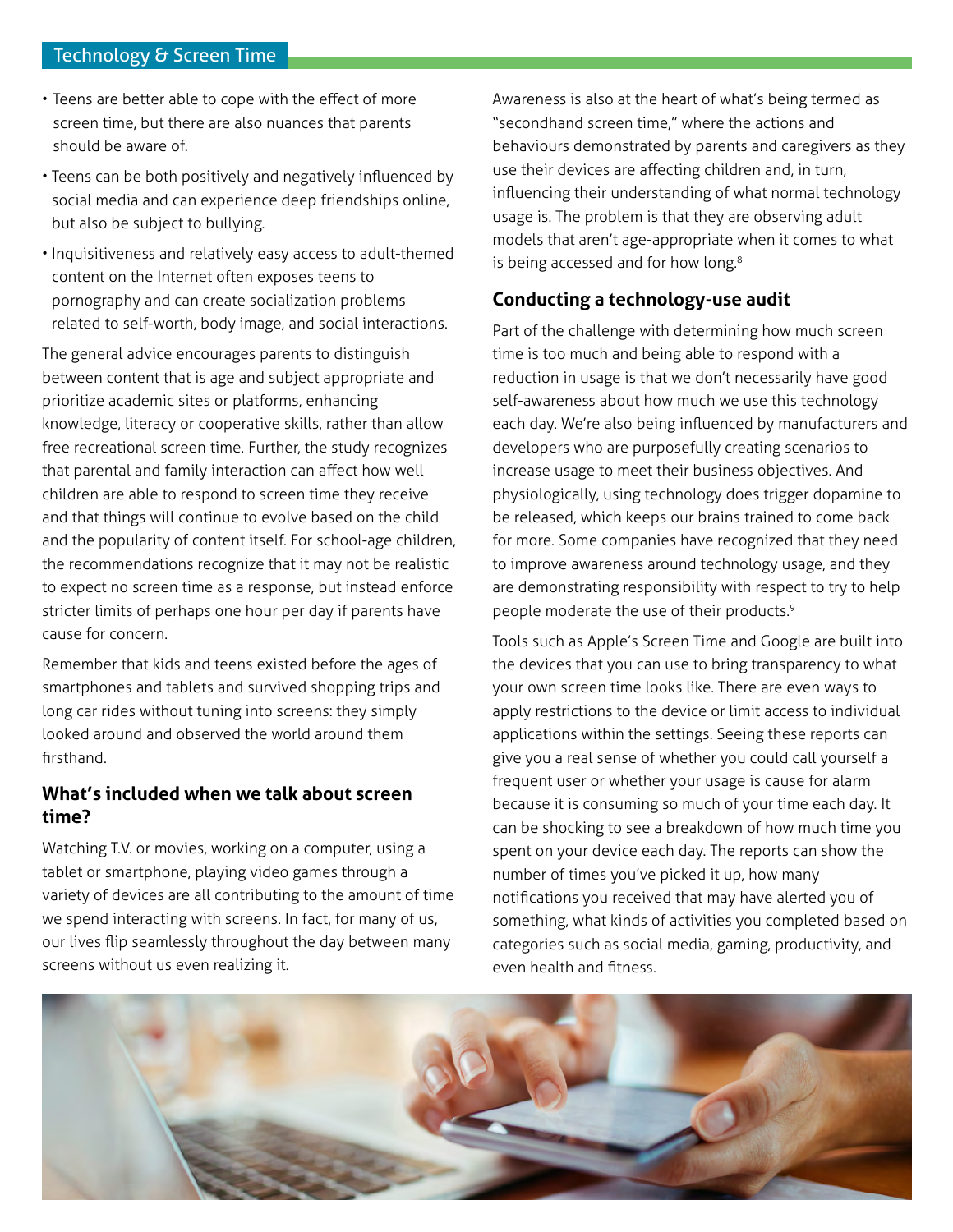- Teens are better able to cope with the effect of more screen time, but there are also nuances that parents should be aware of.
- Teens can be both positively and negatively influenced by social media and can experience deep friendships online, but also be subject to bullying.
- Inquisitiveness and relatively easy access to adult-themed content on the Internet often exposes teens to pornography and can create socialization problems related to self-worth, body image, and social interactions.

The general advice encourages parents to distinguish between content that is age and subject appropriate and prioritize academic sites or platforms, enhancing knowledge, literacy or cooperative skills, rather than allow free recreational screen time. Further, the study recognizes that parental and family interaction can affect how well children are able to respond to screen time they receive and that things will continue to evolve based on the child and the popularity of content itself. For school-age children, the recommendations recognize that it may not be realistic to expect no screen time as a response, but instead enforce stricter limits of perhaps one hour per day if parents have cause for concern.

Remember that kids and teens existed before the ages of smartphones and tablets and survived shopping trips and long car rides without tuning into screens: they simply looked around and observed the world around them firsthand.

### What's included when we talk about screen time?

Watching T.V. or movies, working on a computer, using a tablet or smartphone, playing video games through a variety of devices are all contributing to the amount of time we spend interacting with screens. In fact, for many of us, our lives flip seamlessly throughout the day between many screens without us even realizing it.

Awareness is also at the heart of what's being termed as "secondhand screen time," where the actions and behaviours demonstrated by parents and caregivers as they use their devices are affecting children and, in turn, influencing their understanding of what normal technology usage is. The problem is that they are observing adult models that aren't age-appropriate when it comes to what is being accessed and for how long.[8]

### Conducting a technology-use audit

Part of the challenge with determining how much screen time is too much and being able to respond with a reduction in usage is that we don't necessarily have good self-awareness about how much we use this technology each day. We're also being influenced by manufacturers and developers who are purposefully creating scenarios to increase usage to meet their business objectives. And physiologically, using technology does trigger dopamine to be released, which keeps our brains trained to come back for more. Some companies have recognized that they need to improve awareness around technology usage, and they are demonstrating responsibility with respect to try to help people moderate the use of their products.[9]

Tools such as Apple's Screen Time and Google are built into the devices that you can use to bring transparency to what your own screen time looks like. There are even ways to apply restrictions to the device or limit access to individual applications within the settings. Seeing these reports can give you a real sense of whether you could call yourself a frequent user or whether your usage is cause for alarm because it is consuming so much of your time each day. It can be shocking to see a breakdown of how much time you spent on your device each day. The reports can show the number of times you've picked it up, how many notifications you received that may have alerted you of something, what kinds of activities you completed based on categories such as social media, gaming, productivity, and even health and fitness.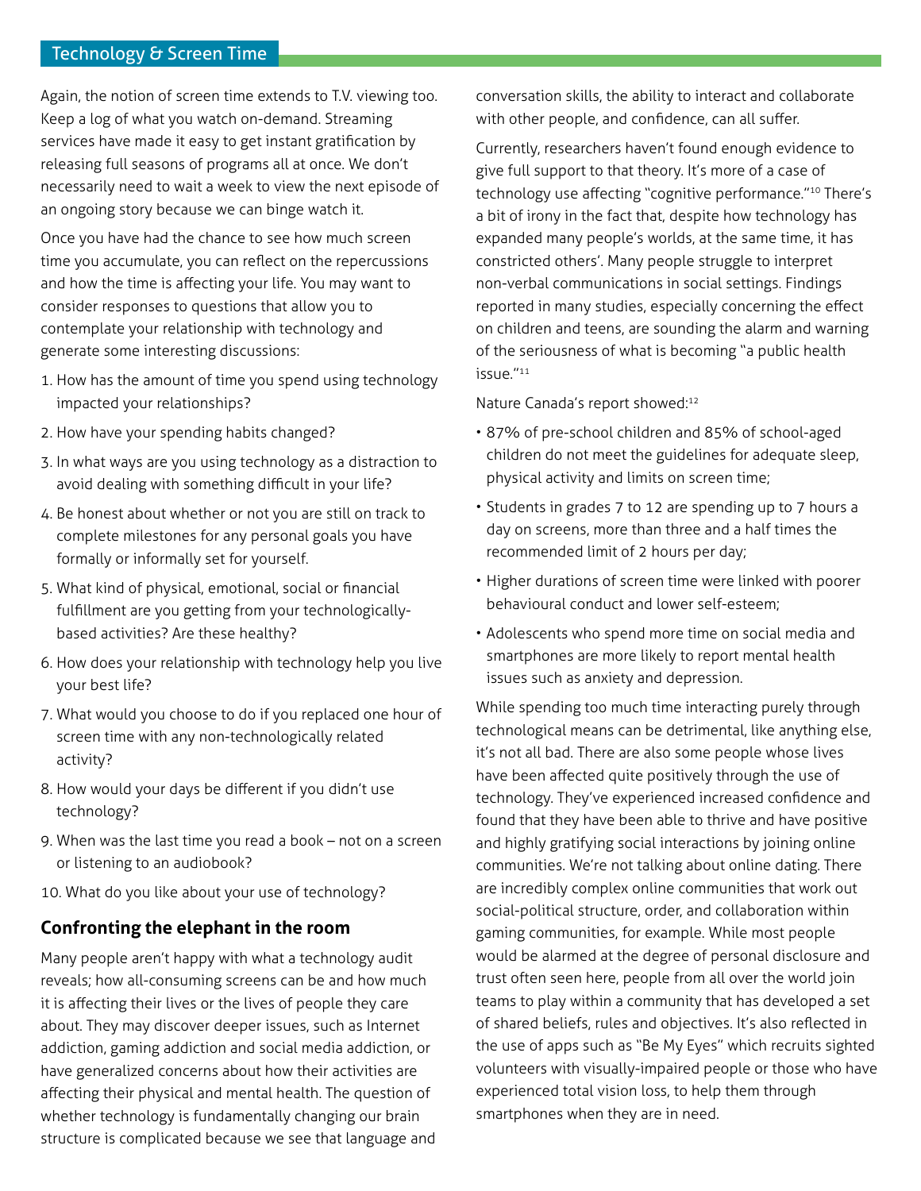Again, the notion of screen time extends to T.V. viewing too. Keep a log of what you watch on-demand. Streaming services have made it easy to get instant gratification by releasing full seasons of programs all at once. We don't necessarily need to wait a week to view the next episode of an ongoing story because we can binge watch it.

Once you have had the chance to see how much screen time you accumulate, you can reflect on the repercussions and how the time is affecting your life. You may want to consider responses to questions that allow you to contemplate your relationship with technology and generate some interesting discussions:

1. How has the amount of time you spend using technology impacted your relationships?
2. How have your spending habits changed?
3. In what ways are you using technology as a distraction to avoid dealing with something difficult in your life?
4. Be honest about whether or not you are still on track to complete milestones for any personal goals you have formally or informally set for yourself.
5. What kind of physical, emotional, social or financial fulfillment are you getting from your technologically-based activities? Are these healthy?
6. How does your relationship with technology help you live your best life?
7. What would you choose to do if you replaced one hour of screen time with any non-technologically related activity?
8. How would your days be different if you didn't use technology?
9. When was the last time you read a book – not on a screen or listening to an audiobook?
10. What do you like about your use of technology?

## Confronting the elephant in the room

Many people aren't happy with what a technology audit reveals; how all-consuming screens can be and how much it is affecting their lives or the lives of people they care about. They may discover deeper issues, such as Internet addiction, gaming addiction and social media addiction, or have generalized concerns about how their activities are affecting their physical and mental health. The question of whether technology is fundamentally changing our brain structure is complicated because we see that language and conversation skills, the ability to interact and collaborate with other people, and confidence, can all suffer.

Currently, researchers haven't found enough evidence to give full support to that theory. It's more of a case of technology use affecting "cognitive performance."[10] There's a bit of irony in the fact that, despite how technology has expanded many people's worlds, at the same time, it has constricted others'. Many people struggle to interpret non-verbal communications in social settings. Findings reported in many studies, especially concerning the effect on children and teens, are sounding the alarm and warning of the seriousness of what is becoming "a public health issue."[11]

Nature Canada's report showed:[12]

- 87% of pre-school children and 85% of school-aged children do not meet the guidelines for adequate sleep, physical activity and limits on screen time;
- Students in grades 7 to 12 are spending up to 7 hours a day on screens, more than three and a half times the recommended limit of 2 hours per day;
- Higher durations of screen time were linked with poorer behavioural conduct and lower self-esteem;
- Adolescents who spend more time on social media and smartphones are more likely to report mental health issues such as anxiety and depression.

While spending too much time interacting purely through technological means can be detrimental, like anything else, it's not all bad. There are also some people whose lives have been affected quite positively through the use of technology. They've experienced increased confidence and found that they have been able to thrive and have positive and highly gratifying social interactions by joining online communities. We're not talking about online dating. There are incredibly complex online communities that work out social-political structure, order, and collaboration within gaming communities, for example. While most people would be alarmed at the degree of personal disclosure and trust often seen here, people from all over the world join teams to play within a community that has developed a set of shared beliefs, rules and objectives. It's also reflected in the use of apps such as "Be My Eyes" which recruits sighted volunteers with visually-impaired people or those who have experienced total vision loss, to help them through smartphones when they are in need.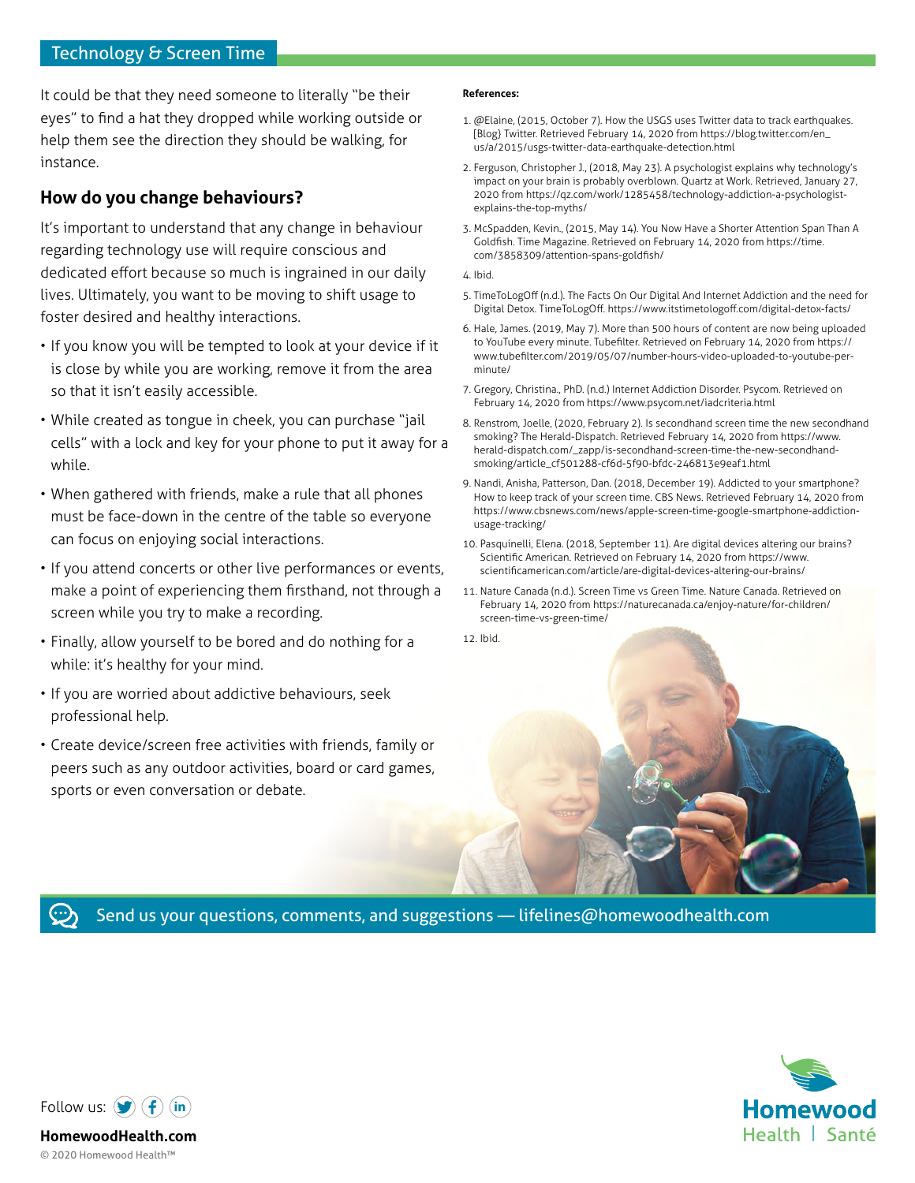It could be that they need someone to literally "be their eyes" to find a hat they dropped while working outside or help them see the direction they should be walking, for instance.

## How do you change behaviours?

It's important to understand that any change in behaviour regarding technology use will require conscious and dedicated effort because so much is ingrained in our daily lives. Ultimately, you want to be moving to shift usage to foster desired and healthy interactions.

- If you know you will be tempted to look at your device if it is close by while you are working, remove it from the area so that it isn't easily accessible.
- While created as tongue in cheek, you can purchase "jail cells" with a lock and key for your phone to put it away for a while.
- When gathered with friends, make a rule that all phones must be face-down in the centre of the table so everyone can focus on enjoying social interactions.
- If you attend concerts or other live performances or events, make a point of experiencing them firsthand, not through a screen while you try to make a recording.
- Finally, allow yourself to be bored and do nothing for a while: it's healthy for your mind.
- If you are worried about addictive behaviours, seek professional help.
- Create device/screen free activities with friends, family or peers such as any outdoor activities, board or card games, sports or even conversation or debate.

**References:**

1. @Elaine, (2015, October 7). How the USGS uses Twitter data to track earthquakes. [Blog] Twitter. Retrieved February 14, 2020 from https://blog.twitter.com/en_us/a/2015/usgs-twitter-data-earthquake-detection.html
2. Ferguson, Christopher J., (2018, May 23). A psychologist explains why technology's impact on your brain is probably overblown. Quartz at Work. Retrieved, January 27, 2020 from https://qz.com/work/1285458/technology-addiction-a-psychologist-explains-the-top-myths/
3. McSpadden, Kevin., (2015, May 14). You Now Have a Shorter Attention Span Than A Goldfish. Time Magazine. Retrieved on February 14, 2020 from https://time.com/3858309/attention-spans-goldfish/
4. Ibid.
5. TimeToLogOff (n.d.). The Facts On Our Digital And Internet Addiction and the need for Digital Detox. TimeToLogOff. https://www.itstimetologoff.com/digital-detox-facts/
6. Hale, James. (2019, May 7). More than 500 hours of content are now being uploaded to YouTube every minute. Tubefilter. Retrieved on February 14, 2020 from https://www.tubefilter.com/2019/05/07/number-hours-video-uploaded-to-youtube-per-minute/
7. Gregory, Christina., PhD. (n.d.) Internet Addiction Disorder. Psycom. Retrieved on February 14, 2020 from https://www.psycom.net/iadcriteria.html
8. Renstrom, Joelle, (2020, February 2). Is secondhand screen time the new secondhand smoking? The Herald-Dispatch. Retrieved February 14, 2020 from https://www.herald-dispatch.com/_zapp/is-secondhand-screen-time-the-new-secondhand-smoking/article_cf501288-cf6d-5f90-bfdc-246813e9eaf1.html
9. Nandi, Anisha, Patterson, Dan. (2018, December 19). Addicted to your smartphone? How to keep track of your screen time. CBS News. Retrieved February 14, 2020 from https://www.cbsnews.com/news/apple-screen-time-google-smartphone-addiction-usage-tracking/
10. Pasquinelli, Elena. (2018, September 11). Are digital devices altering our brains? Scientific American. Retrieved on February 14, 2020 from https://www.scientificamerican.com/article/are-digital-devices-altering-our-brains/
11. Nature Canada (n.d.). Screen Time vs Green Time. Nature Canada. Retrieved on February 14, 2020 from https://naturecanada.ca/enjoy-nature/for-children/screen-time-vs-green-time/
12. Ibid.

Send us your questions, comments, and suggestions — lifelines@homewoodhealth.com

Follow us:

**HomewoodHealth.com**

© 2020 Homewood Health™

Homewood Health | Santé